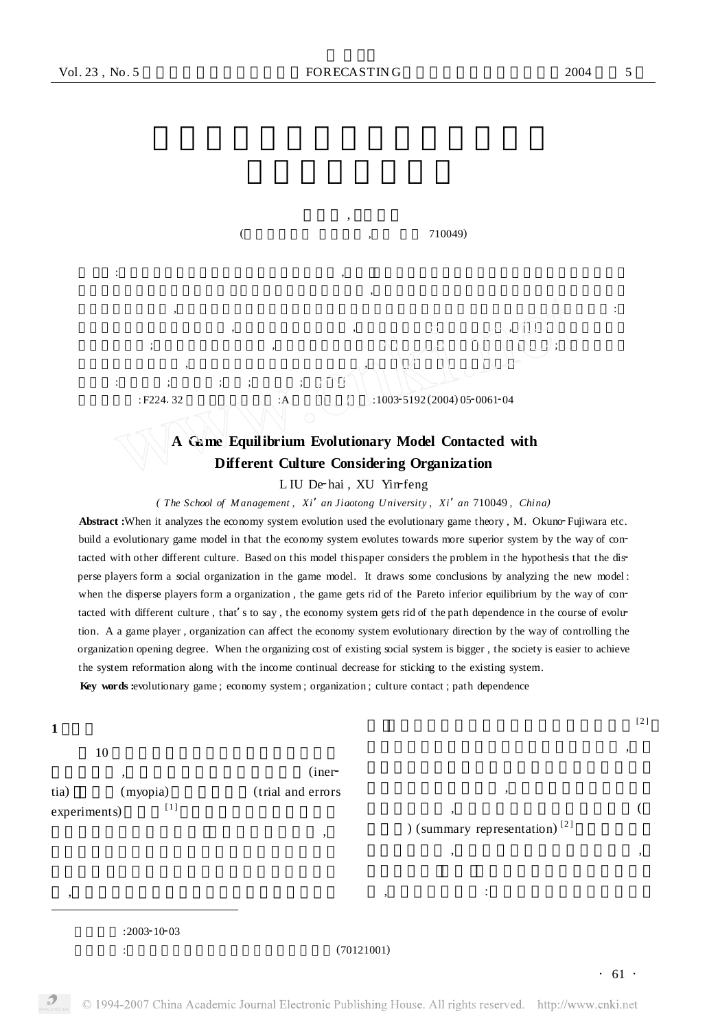(710049)

:F224.32 :A :1003-5192(2004)05-0061-04

## A Game Equilibrium Evolutionary Model Contacted with Different Culture Considering Organization

LIU De-hai, XU Yin-feng

*(The School of Management, Xi' an Jiaotong University, Xi' an 710049, China)*

**Abstract:** When it analyzes the economy system evolution used the evolutionary game theory, M. Okuno-Fujiwara etc. build a evolutionary game model in that the economy system evolutes towards more superior system by the way of contacted with other different culture. Based on this model this paper considers the problem in the hypothesis that the disperse players form a social organization in the game model. It draws some conclusions by analyzing the new model: when the disperse players form a organization, the game gets rid of the Pareto inferior equilibrium by the way of contacted with different culture, that's to say, the economy system gets rid of the path dependence in the course of evolution. A a game player, organization can affect the economy system evolutionary direction by the way of controlling the organization opening degree. When the organizing cost of existing social system is bigger, the society is easier to achieve the system reformation along with the income continual decrease for sticking to the existing system.

**Key words:** evolutionary game; economy system; organization; culture contact; path dependence

### 1

10 (inertia) (myopia) (trial and errors experiments)[1]

[2]

(summary representation)[2]

:2003-10-03

:(70121001)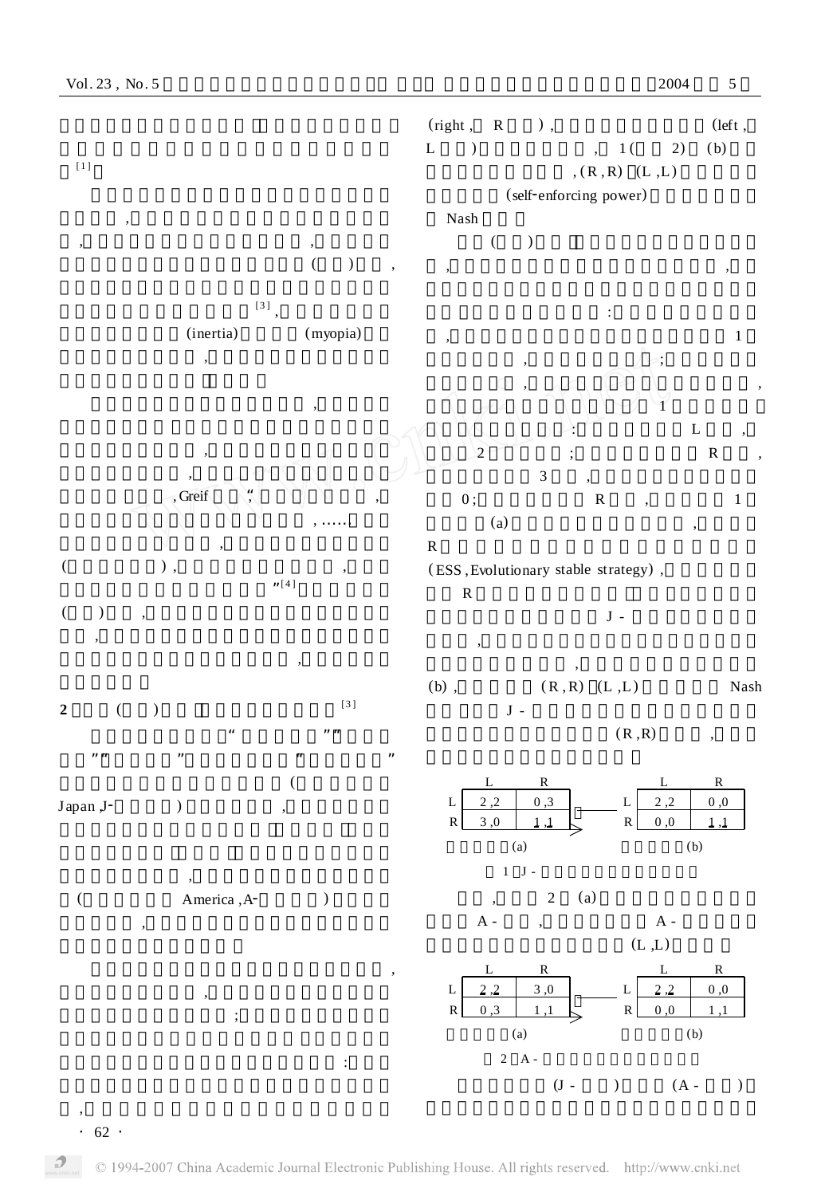[1]

,

, ,

( ) ,

[3] ,

(inertia) (myopia)

,

,

,

,

, Greif “, ,

, ……

,

( ) , ,

”[4]

( ) ,

,

,

## 2 ( ) [3]

“ ”“

”“ ” ” ”

(

Japan ,J- ) ,

,

( America ,A- )

,

,

,

;

:

,

(right , R ) , (left , L ) , 1 ( 2) (b) , (R ,R) (L ,L) (self-enforcing power) Nash

( )

, ,

:

, 1

, ;

, ,

1

: L ,

2 ; R ,

3 ,

0 ; R , 1

(a) ,

R

(ESS, Evolutionary stable strategy) ,

R

J -

,

,

(b) , (R ,R) (L ,L) Nash

J -

(R ,R) ,

| | L | R |
|---|---|---|
| L | 2 ,2 | 0 ,3 |
| R | 3 ,0 | 1 ,1 |

(a)

| | L | R |
|---|---|---|
| L | 2 ,2 | 0 ,0 |
| R | 0 ,0 | 1 ,1 |

(b)

1 J -

, 2 (a)

A - , A -

(L ,L)

| | L | R |
|---|---|---|
| L | 2 ,2 | 3 ,0 |
| R | 0 ,3 | 1 ,1 |

(a)

| | L | R |
|---|---|---|
| L | 2 ,2 | 0 ,0 |
| R | 0 ,0 | 1 ,1 |

(b)

2 A -

(J - ) (A - )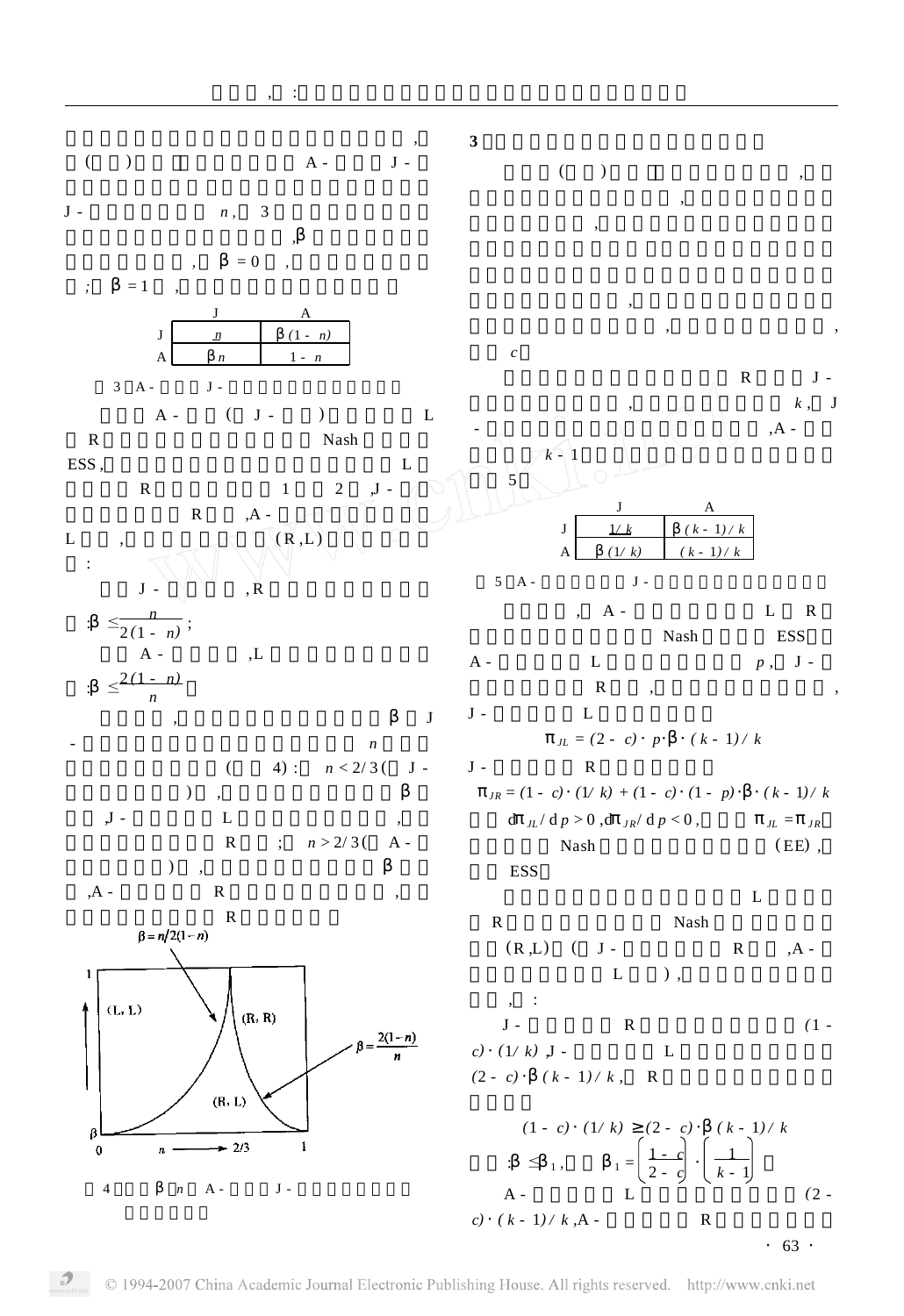,

( ) A - J -

J - $n$ , 3

, $\beta$

, $\beta = 0$ ,

; $\beta = 1$ ,

| | J | A |
|---|---|---|
| J | $n$ | $\beta(1-n)$ |
| A | $\beta n$ | $1-n$ |

3 A - J -

A - ( J - ) L R Nash ESS, L R 1 2 , J - R , A - L , (R, L) :

J - , R

: $\beta \leq \frac{n}{2(1-n)}$ ;

A - , L

: $\beta \leq \frac{2(1-n)}{n}$ 。

, $\beta$ J - $n$ ( 4) : $n < 2/3$ ( J - ) , $\beta$ , J - L , R ; $n > 2/3$ ( A - ) , $\beta$ , A - R , R

$\beta = n/2(1-n)$

(L, L)　(R, R)　(R, L)

$\beta = \frac{2(1-n)}{n}$

4 $\beta$ $n$ A - J -

**3**

( ) , , , , , , $c$

R J - , $k$ , J - , A - $k - 1$ 5

| | J | A |
|---|---|---|
| J | $1/k$ | $\beta(k-1)/k$ |
| A | $\beta(1/k)$ | $(k-1)/k$ |

5 A - J -

, A - L R Nash ESS A - L $p$ , J - R , , J - L

$$\pi_{JL} = (2-c)\cdot p\cdot\beta\cdot(k-1)/k$$

J - R

$$\pi_{JR} = (1-c)\cdot(1/k) + (1-c)\cdot(1-p)\cdot\beta\cdot(k-1)/k$$

$d\pi_{JL}/dp > 0$ , $d\pi_{JR}/dp < 0$ , $\pi_{JL} = \pi_{JR}$ Nash (EE) , ESS

L R Nash (R,L) ( J - R , A - L ) , , :

J - R $(1-c)\cdot(1/k)$ , J - L $(2-c)\cdot\beta(k-1)/k$ , R

$$(1-c)\cdot(1/k) \geq (2-c)\cdot\beta(k-1)/k$$

: $\beta \leq \beta_1$ , $\beta_1 = \left(\frac{1-c}{2-c}\right)\cdot\left(\frac{1}{k-1}\right)$ 。

A - L $(2-c)\cdot(k-1)/k$ , A - R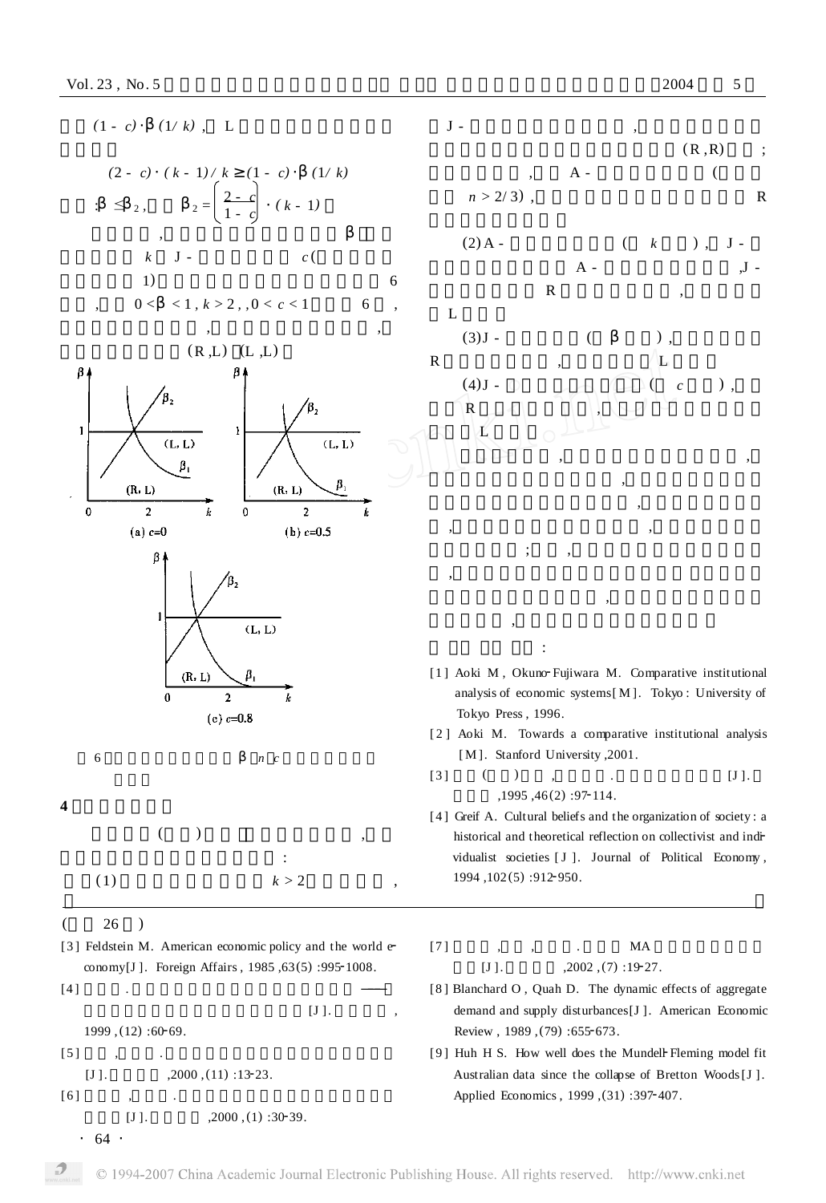(1 - $c$) · β (1/ $k$) ,  L

$$(2 - c) \cdot (k - 1)/ k \geq (1 - c) \cdot \beta (1/ k)$$

: $\beta \leq \beta_2$ ,  $\beta_2 = \left(\frac{2 - c}{1 - c}\right) \cdot (k - 1)$

, β

$k$ J - $c$ (

1) 6

, $0 < \beta < 1$ , $k > 2$ , , $0 < c < 1$ 6 ,

, ,

(R,L) (L,L)

β
β₂
1
(L, L)
β₁
(R, L)
0
2
k
(a) c=0

β
β₂
1
(L, L)
(R, L)
β₁
0
2
k
(b) c=0.5

β
β₂
1
(L, L)
(R, L)
β₁
0
2
k
(c) c=0.8

6 β $n$ $c$

**4**

( ) ,

:

(1) $k > 2$ ,

J - ,

(R,R) ;

, A - (

$n > 2/3$) , R

(2) A - ( $k$ ) , J -

A - ,J -

R ,

L

(3) J - ( β ) ,

R , L

(4) J - ( $c$ ) ,

R ,

L

, ,

,

,

, ,

; ,

,

,

,

:

[1] Aoki M, Okuno-Fujiwara M. Comparative institutional analysis of economic systems[M]. Tokyo: University of Tokyo Press, 1996.

[2] Aoki M. Towards a comparative institutional analysis [M]. Stanford University, 2001.

[3] ( ) , . [J]. ,1995,46(2):97-114.

[4] Greif A. Cultural beliefs and the organization of society: a historical and theoretical reflection on collectivist and individualist societies [J]. Journal of Political Economy, 1994,102(5):912-950.

( 26 )

[3] Feldstein M. American economic policy and the world economy[J]. Foreign Affairs, 1985,63(5):995-1008.

[4] . —— [J]. , 1999,(12):60-69.

[5] , . [J]. ,2000,(11):13-23.

[6] , . [J]. ,2000,(1):30-39.

[7] , , . MA [J]. ,2002,(7):19-27.

[8] Blanchard O, Quah D. The dynamic effects of aggregate demand and supply disturbances[J]. American Economic Review, 1989,(79):655-673.

[9] Huh H S. How well does the Mundell-Fleming model fit Australian data since the collapse of Bretton Woods[J]. Applied Economics, 1999,(31):397-407.